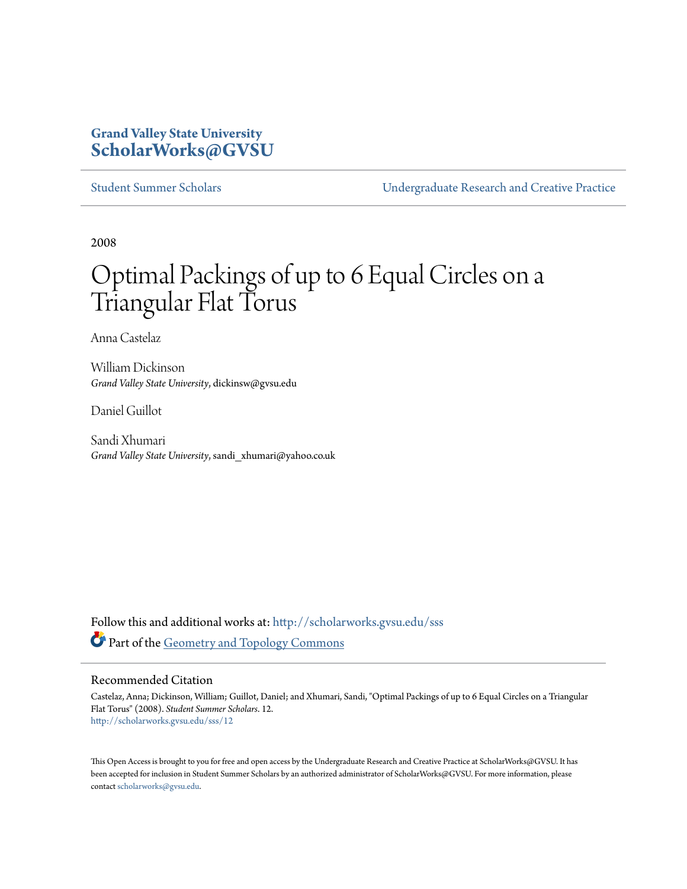**Grand Valley State University**
**ScholarWorks@GVSU**

Student Summer Scholars | Undergraduate Research and Creative Practice

2008

# Optimal Packings of up to 6 Equal Circles on a Triangular Flat Torus

Anna Castelaz

William Dickinson
*Grand Valley State University*, dickinsw@gvsu.edu

Daniel Guillot

Sandi Xhumari
*Grand Valley State University*, sandi_xhumari@yahoo.co.uk

Follow this and additional works at: http://scholarworks.gvsu.edu/sss

Part of the Geometry and Topology Commons

## Recommended Citation

Castelaz, Anna; Dickinson, William; Guillot, Daniel; and Xhumari, Sandi, "Optimal Packings of up to 6 Equal Circles on a Triangular Flat Torus" (2008). *Student Summer Scholars*. 12.
http://scholarworks.gvsu.edu/sss/12

This Open Access is brought to you for free and open access by the Undergraduate Research and Creative Practice at ScholarWorks@GVSU. It has been accepted for inclusion in Student Summer Scholars by an authorized administrator of ScholarWorks@GVSU. For more information, please contact scholarworks@gvsu.edu.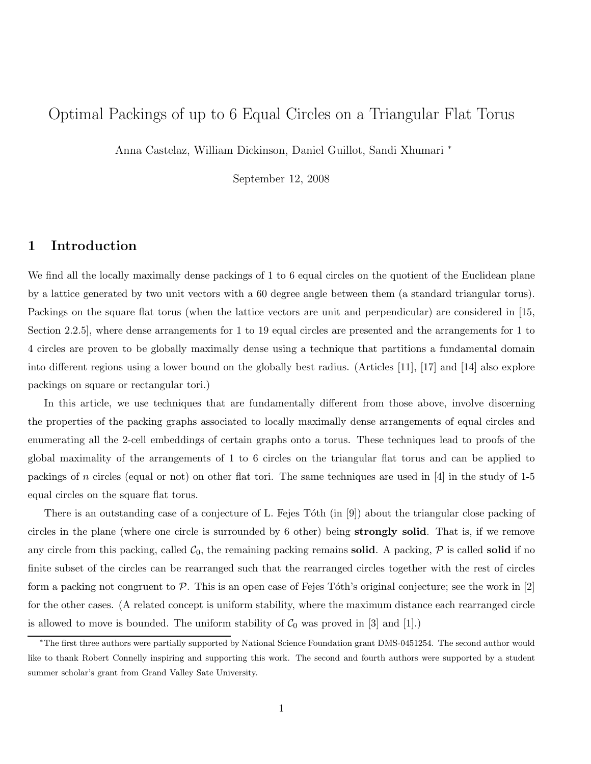# Optimal Packings of up to 6 Equal Circles on a Triangular Flat Torus

Anna Castelaz, William Dickinson, Daniel Guillot, Sandi Xhumari [*]

September 12, 2008

## 1 Introduction

We find all the locally maximally dense packings of 1 to 6 equal circles on the quotient of the Euclidean plane by a lattice generated by two unit vectors with a 60 degree angle between them (a standard triangular torus). Packings on the square flat torus (when the lattice vectors are unit and perpendicular) are considered in [15, Section 2.2.5], where dense arrangements for 1 to 19 equal circles are presented and the arrangements for 1 to 4 circles are proven to be globally maximally dense using a technique that partitions a fundamental domain into different regions using a lower bound on the globally best radius. (Articles [11], [17] and [14] also explore packings on square or rectangular tori.)

In this article, we use techniques that are fundamentally different from those above, involve discerning the properties of the packing graphs associated to locally maximally dense arrangements of equal circles and enumerating all the 2-cell embeddings of certain graphs onto a torus. These techniques lead to proofs of the global maximality of the arrangements of 1 to 6 circles on the triangular flat torus and can be applied to packings of $n$ circles (equal or not) on other flat tori. The same techniques are used in [4] in the study of 1-5 equal circles on the square flat torus.

There is an outstanding case of a conjecture of L. Fejes Tóth (in [9]) about the triangular close packing of circles in the plane (where one circle is surrounded by 6 other) being **strongly solid**. That is, if we remove any circle from this packing, called $\mathcal{C}_0$, the remaining packing remains **solid**. A packing, $\mathcal{P}$ is called **solid** if no finite subset of the circles can be rearranged such that the rearranged circles together with the rest of circles form a packing not congruent to $\mathcal{P}$. This is an open case of Fejes Tóth's original conjecture; see the work in [2] for the other cases. (A related concept is uniform stability, where the maximum distance each rearranged circle is allowed to move is bounded. The uniform stability of $\mathcal{C}_0$ was proved in [3] and [1].)

[*] The first three authors were partially supported by National Science Foundation grant DMS-0451254. The second author would like to thank Robert Connelly inspiring and supporting this work. The second and fourth authors were supported by a student summer scholar's grant from Grand Valley Sate University.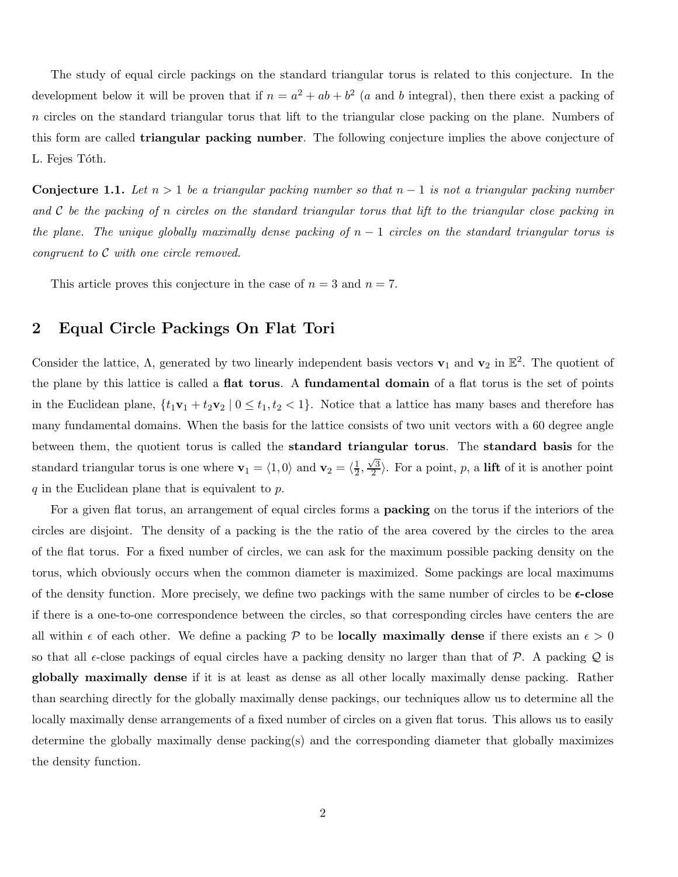The study of equal circle packings on the standard triangular torus is related to this conjecture. In the development below it will be proven that if $n = a^2 + ab + b^2$ ($a$ and $b$ integral), then there exist a packing of $n$ circles on the standard triangular torus that lift to the triangular close packing on the plane. Numbers of this form are called **triangular packing number**. The following conjecture implies the above conjecture of L. Fejes Tóth.

**Conjecture 1.1.** *Let $n > 1$ be a triangular packing number so that $n - 1$ is not a triangular packing number and $\mathcal{C}$ be the packing of $n$ circles on the standard triangular torus that lift to the triangular close packing in the plane. The unique globally maximally dense packing of $n - 1$ circles on the standard triangular torus is congruent to $\mathcal{C}$ with one circle removed.*

This article proves this conjecture in the case of $n = 3$ and $n = 7$.

## 2 Equal Circle Packings On Flat Tori

Consider the lattice, $\Lambda$, generated by two linearly independent basis vectors $\mathbf{v}_1$ and $\mathbf{v}_2$ in $\mathbb{E}^2$. The quotient of the plane by this lattice is called a **flat torus**. A **fundamental domain** of a flat torus is the set of points in the Euclidean plane, $\{t_1\mathbf{v}_1 + t_2\mathbf{v}_2 \mid 0 \leq t_1, t_2 < 1\}$. Notice that a lattice has many bases and therefore has many fundamental domains. When the basis for the lattice consists of two unit vectors with a 60 degree angle between them, the quotient torus is called the **standard triangular torus**. The **standard basis** for the standard triangular torus is one where $\mathbf{v}_1 = \langle 1, 0\rangle$ and $\mathbf{v}_2 = \langle \frac{1}{2}, \frac{\sqrt{3}}{2}\rangle$. For a point, $p$, a **lift** of it is another point $q$ in the Euclidean plane that is equivalent to $p$.

For a given flat torus, an arrangement of equal circles forms a **packing** on the torus if the interiors of the circles are disjoint. The density of a packing is the the ratio of the area covered by the circles to the area of the flat torus. For a fixed number of circles, we can ask for the maximum possible packing density on the torus, which obviously occurs when the common diameter is maximized. Some packings are local maximums of the density function. More precisely, we define two packings with the same number of circles to be **$\epsilon$-close** if there is a one-to-one correspondence between the circles, so that corresponding circles have centers the are all within $\epsilon$ of each other. We define a packing $\mathcal{P}$ to be **locally maximally dense** if there exists an $\epsilon > 0$ so that all $\epsilon$-close packings of equal circles have a packing density no larger than that of $\mathcal{P}$. A packing $\mathcal{Q}$ is **globally maximally dense** if it is at least as dense as all other locally maximally dense packing. Rather than searching directly for the globally maximally dense packings, our techniques allow us to determine all the locally maximally dense arrangements of a fixed number of circles on a given flat torus. This allows us to easily determine the globally maximally dense packing(s) and the corresponding diameter that globally maximizes the density function.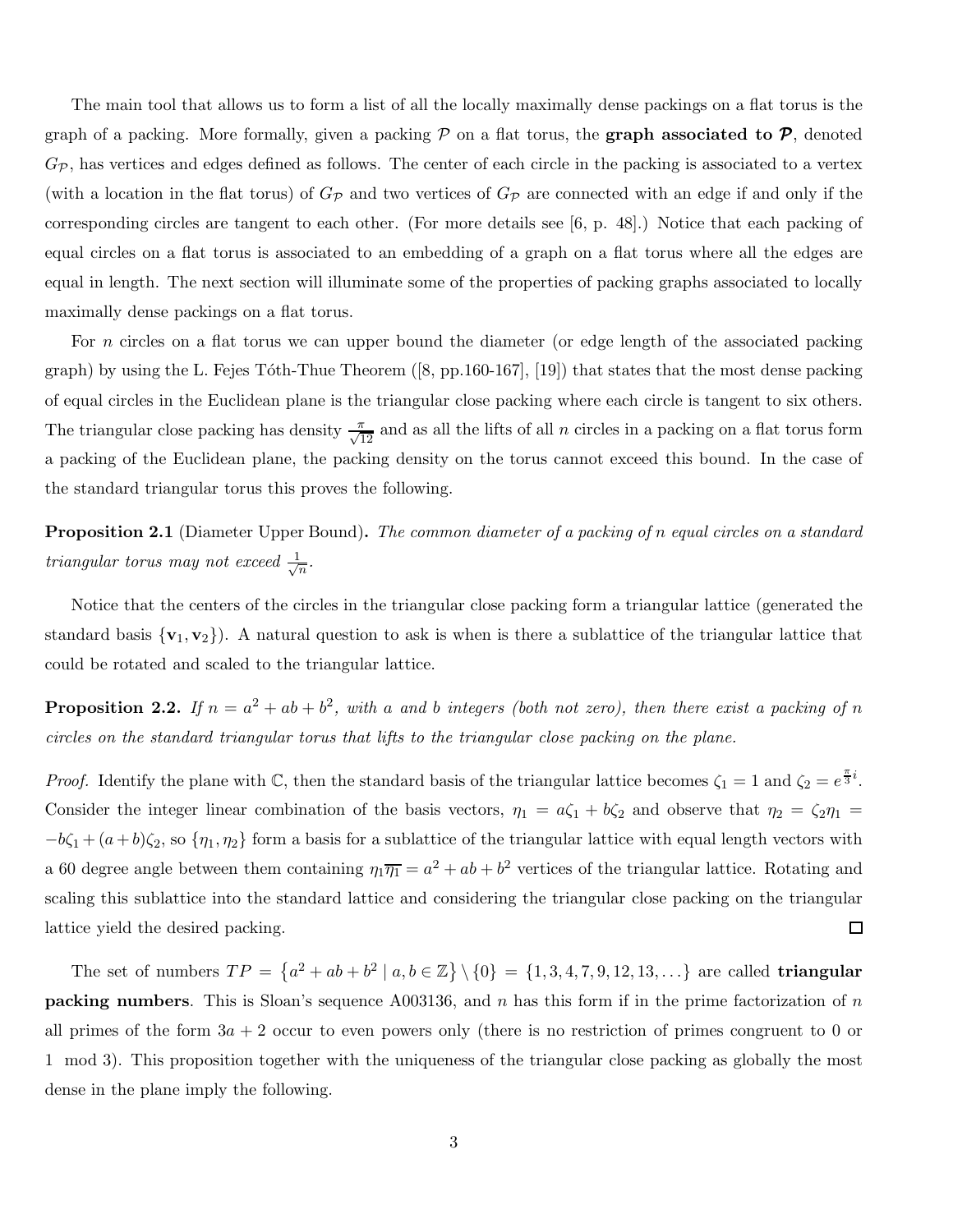The main tool that allows us to form a list of all the locally maximally dense packings on a flat torus is the graph of a packing. More formally, given a packing $\mathcal{P}$ on a flat torus, the **graph associated to $\mathcal{P}$**, denoted $G_{\mathcal{P}}$, has vertices and edges defined as follows. The center of each circle in the packing is associated to a vertex (with a location in the flat torus) of $G_{\mathcal{P}}$ and two vertices of $G_{\mathcal{P}}$ are connected with an edge if and only if the corresponding circles are tangent to each other. (For more details see [6, p. 48].) Notice that each packing of equal circles on a flat torus is associated to an embedding of a graph on a flat torus where all the edges are equal in length. The next section will illuminate some of the properties of packing graphs associated to locally maximally dense packings on a flat torus.

For $n$ circles on a flat torus we can upper bound the diameter (or edge length of the associated packing graph) by using the L. Fejes Tóth-Thue Theorem ([8, pp.160-167], [19]) that states that the most dense packing of equal circles in the Euclidean plane is the triangular close packing where each circle is tangent to six others. The triangular close packing has density $\frac{\pi}{\sqrt{12}}$ and as all the lifts of all $n$ circles in a packing on a flat torus form a packing of the Euclidean plane, the packing density on the torus cannot exceed this bound. In the case of the standard triangular torus this proves the following.

**Proposition 2.1** (Diameter Upper Bound)**.** *The common diameter of a packing of $n$ equal circles on a standard triangular torus may not exceed $\frac{1}{\sqrt{n}}$.*

Notice that the centers of the circles in the triangular close packing form a triangular lattice (generated the standard basis $\{\mathbf{v}_1, \mathbf{v}_2\}$). A natural question to ask is when is there a sublattice of the triangular lattice that could be rotated and scaled to the triangular lattice.

**Proposition 2.2.** *If $n = a^2 + ab + b^2$, with $a$ and $b$ integers (both not zero), then there exist a packing of $n$ circles on the standard triangular torus that lifts to the triangular close packing on the plane.*

*Proof.* Identify the plane with $\mathbb{C}$, then the standard basis of the triangular lattice becomes $\zeta_1 = 1$ and $\zeta_2 = e^{\frac{\pi}{3}i}$. Consider the integer linear combination of the basis vectors, $\eta_1 = a\zeta_1 + b\zeta_2$ and observe that $\eta_2 = \zeta_2\eta_1 = -b\zeta_1 + (a+b)\zeta_2$, so $\{\eta_1, \eta_2\}$ form a basis for a sublattice of the triangular lattice with equal length vectors with a 60 degree angle between them containing $\eta_1\overline{\eta_1} = a^2 + ab + b^2$ vertices of the triangular lattice. Rotating and scaling this sublattice into the standard lattice and considering the triangular close packing on the triangular lattice yield the desired packing. $\square$

The set of numbers $TP = \{a^2 + ab + b^2 \mid a, b \in \mathbb{Z}\} \setminus \{0\} = \{1, 3, 4, 7, 9, 12, 13, \ldots\}$ are called **triangular packing numbers**. This is Sloan's sequence A003136, and $n$ has this form if in the prime factorization of $n$ all primes of the form $3a + 2$ occur to even powers only (there is no restriction of primes congruent to 0 or 1 mod 3). This proposition together with the uniqueness of the triangular close packing as globally the most dense in the plane imply the following.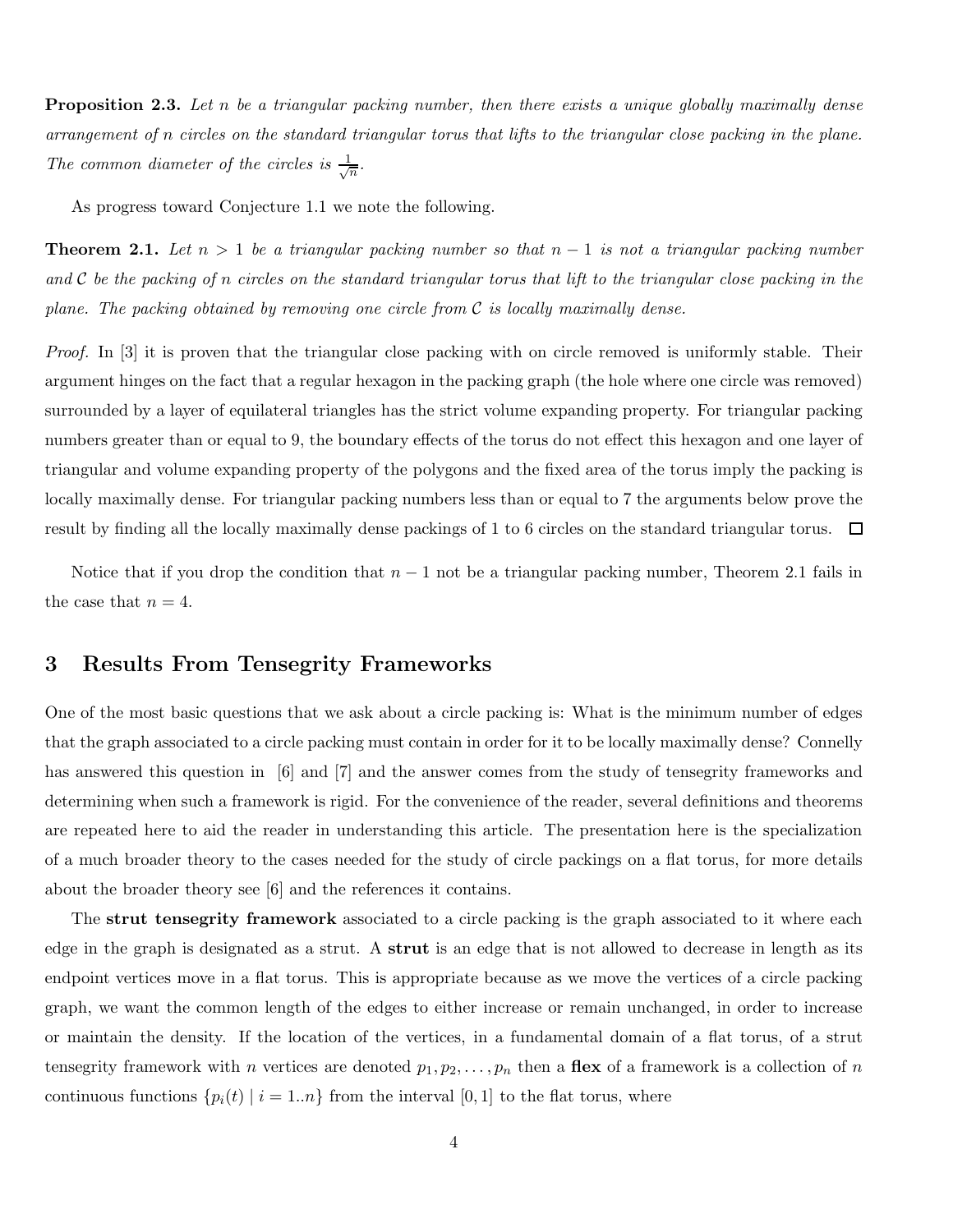**Proposition 2.3.** *Let $n$ be a triangular packing number, then there exists a unique globally maximally dense arrangement of $n$ circles on the standard triangular torus that lifts to the triangular close packing in the plane. The common diameter of the circles is $\frac{1}{\sqrt{n}}$.*

As progress toward Conjecture 1.1 we note the following.

**Theorem 2.1.** *Let $n > 1$ be a triangular packing number so that $n-1$ is not a triangular packing number and $\mathcal{C}$ be the packing of $n$ circles on the standard triangular torus that lift to the triangular close packing in the plane. The packing obtained by removing one circle from $\mathcal{C}$ is locally maximally dense.*

*Proof.* In [3] it is proven that the triangular close packing with on circle removed is uniformly stable. Their argument hinges on the fact that a regular hexagon in the packing graph (the hole where one circle was removed) surrounded by a layer of equilateral triangles has the strict volume expanding property. For triangular packing numbers greater than or equal to 9, the boundary effects of the torus do not effect this hexagon and one layer of triangular and volume expanding property of the polygons and the fixed area of the torus imply the packing is locally maximally dense. For triangular packing numbers less than or equal to 7 the arguments below prove the result by finding all the locally maximally dense packings of 1 to 6 circles on the standard triangular torus. □

Notice that if you drop the condition that $n-1$ not be a triangular packing number, Theorem 2.1 fails in the case that $n = 4$.

## 3 Results From Tensegrity Frameworks

One of the most basic questions that we ask about a circle packing is: What is the minimum number of edges that the graph associated to a circle packing must contain in order for it to be locally maximally dense? Connelly has answered this question in [6] and [7] and the answer comes from the study of tensegrity frameworks and determining when such a framework is rigid. For the convenience of the reader, several definitions and theorems are repeated here to aid the reader in understanding this article. The presentation here is the specialization of a much broader theory to the cases needed for the study of circle packings on a flat torus, for more details about the broader theory see [6] and the references it contains.

The **strut tensegrity framework** associated to a circle packing is the graph associated to it where each edge in the graph is designated as a strut. A **strut** is an edge that is not allowed to decrease in length as its endpoint vertices move in a flat torus. This is appropriate because as we move the vertices of a circle packing graph, we want the common length of the edges to either increase or remain unchanged, in order to increase or maintain the density. If the location of the vertices, in a fundamental domain of a flat torus, of a strut tensegrity framework with $n$ vertices are denoted $p_1, p_2, \ldots, p_n$ then a **flex** of a framework is a collection of $n$ continuous functions $\{p_i(t) \mid i = 1..n\}$ from the interval $[0, 1]$ to the flat torus, where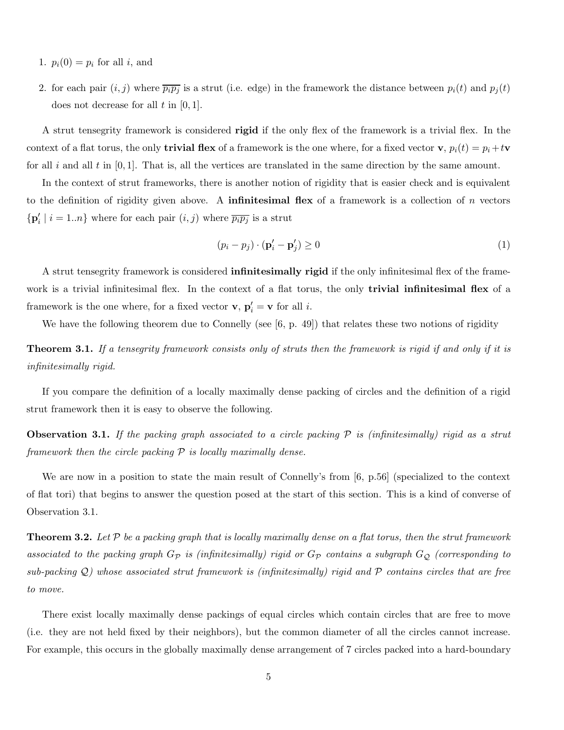1. $p_i(0) = p_i$ for all $i$, and

2. for each pair $(i, j)$ where $\overline{p_i p_j}$ is a strut (i.e. edge) in the framework the distance between $p_i(t)$ and $p_j(t)$ does not decrease for all $t$ in $[0, 1]$.

A strut tensegrity framework is considered **rigid** if the only flex of the framework is a trivial flex. In the context of a flat torus, the only **trivial flex** of a framework is the one where, for a fixed vector $\mathbf{v}$, $p_i(t) = p_i + t\mathbf{v}$ for all $i$ and all $t$ in $[0, 1]$. That is, all the vertices are translated in the same direction by the same amount.

In the context of strut frameworks, there is another notion of rigidity that is easier check and is equivalent to the definition of rigidity given above. A **infinitesimal flex** of a framework is a collection of $n$ vectors $\{\mathbf{p}_i' \mid i = 1..n\}$ where for each pair $(i, j)$ where $\overline{p_i p_j}$ is a strut

$$(p_i - p_j) \cdot (\mathbf{p}_i' - \mathbf{p}_j') \geq 0 \tag{1}$$

A strut tensegrity framework is considered **infinitesimally rigid** if the only infinitesimal flex of the framework is a trivial infinitesimal flex. In the context of a flat torus, the only **trivial infinitesimal flex** of a framework is the one where, for a fixed vector $\mathbf{v}$, $\mathbf{p}_i' = \mathbf{v}$ for all $i$.

We have the following theorem due to Connelly (see [6, p. 49]) that relates these two notions of rigidity

**Theorem 3.1.** *If a tensegrity framework consists only of struts then the framework is rigid if and only if it is infinitesimally rigid.*

If you compare the definition of a locally maximally dense packing of circles and the definition of a rigid strut framework then it is easy to observe the following.

**Observation 3.1.** *If the packing graph associated to a circle packing $\mathcal{P}$ is (infinitesimally) rigid as a strut framework then the circle packing $\mathcal{P}$ is locally maximally dense.*

We are now in a position to state the main result of Connelly's from [6, p.56] (specialized to the context of flat tori) that begins to answer the question posed at the start of this section. This is a kind of converse of Observation 3.1.

**Theorem 3.2.** *Let $\mathcal{P}$ be a packing graph that is locally maximally dense on a flat torus, then the strut framework associated to the packing graph $G_{\mathcal{P}}$ is (infinitesimally) rigid or $G_{\mathcal{P}}$ contains a subgraph $G_{\mathcal{Q}}$ (corresponding to sub-packing $\mathcal{Q}$) whose associated strut framework is (infinitesimally) rigid and $\mathcal{P}$ contains circles that are free to move.*

There exist locally maximally dense packings of equal circles which contain circles that are free to move (i.e. they are not held fixed by their neighbors), but the common diameter of all the circles cannot increase. For example, this occurs in the globally maximally dense arrangement of 7 circles packed into a hard-boundary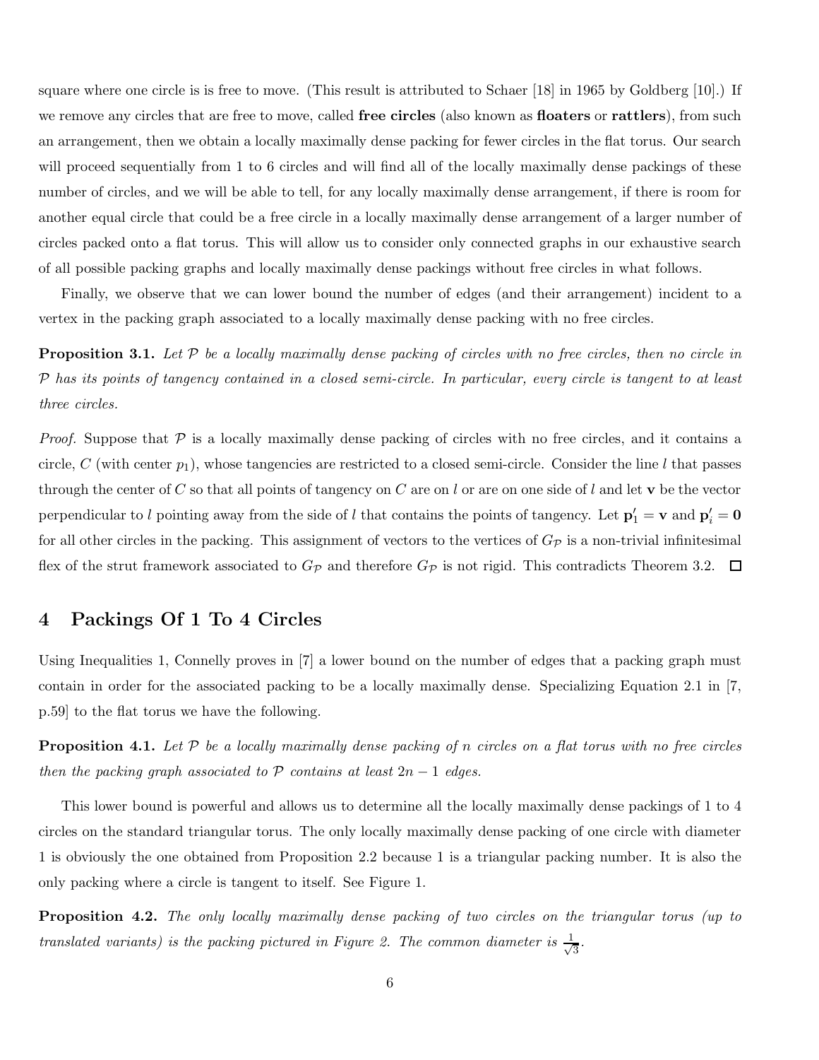square where one circle is is free to move. (This result is attributed to Schaer [18] in 1965 by Goldberg [10].) If we remove any circles that are free to move, called **free circles** (also known as **floaters** or **rattlers**), from such an arrangement, then we obtain a locally maximally dense packing for fewer circles in the flat torus. Our search will proceed sequentially from 1 to 6 circles and will find all of the locally maximally dense packings of these number of circles, and we will be able to tell, for any locally maximally dense arrangement, if there is room for another equal circle that could be a free circle in a locally maximally dense arrangement of a larger number of circles packed onto a flat torus. This will allow us to consider only connected graphs in our exhaustive search of all possible packing graphs and locally maximally dense packings without free circles in what follows.

Finally, we observe that we can lower bound the number of edges (and their arrangement) incident to a vertex in the packing graph associated to a locally maximally dense packing with no free circles.

**Proposition 3.1.** *Let $\mathcal{P}$ be a locally maximally dense packing of circles with no free circles, then no circle in $\mathcal{P}$ has its points of tangency contained in a closed semi-circle. In particular, every circle is tangent to at least three circles.*

*Proof.* Suppose that $\mathcal{P}$ is a locally maximally dense packing of circles with no free circles, and it contains a circle, $C$ (with center $p_1$), whose tangencies are restricted to a closed semi-circle. Consider the line $l$ that passes through the center of $C$ so that all points of tangency on $C$ are on $l$ or are on one side of $l$ and let $\mathbf{v}$ be the vector perpendicular to $l$ pointing away from the side of $l$ that contains the points of tangency. Let $\mathbf{p}_1' = \mathbf{v}$ and $\mathbf{p}_i' = \mathbf{0}$ for all other circles in the packing. This assignment of vectors to the vertices of $G_{\mathcal{P}}$ is a non-trivial infinitesimal flex of the strut framework associated to $G_{\mathcal{P}}$ and therefore $G_{\mathcal{P}}$ is not rigid. This contradicts Theorem 3.2. $\square$

## 4 Packings Of 1 To 4 Circles

Using Inequalities 1, Connelly proves in [7] a lower bound on the number of edges that a packing graph must contain in order for the associated packing to be a locally maximally dense. Specializing Equation 2.1 in [7, p.59] to the flat torus we have the following.

**Proposition 4.1.** *Let $\mathcal{P}$ be a locally maximally dense packing of $n$ circles on a flat torus with no free circles then the packing graph associated to $\mathcal{P}$ contains at least $2n-1$ edges.*

This lower bound is powerful and allows us to determine all the locally maximally dense packings of 1 to 4 circles on the standard triangular torus. The only locally maximally dense packing of one circle with diameter 1 is obviously the one obtained from Proposition 2.2 because 1 is a triangular packing number. It is also the only packing where a circle is tangent to itself. See Figure 1.

**Proposition 4.2.** *The only locally maximally dense packing of two circles on the triangular torus (up to translated variants) is the packing pictured in Figure 2. The common diameter is $\frac{1}{\sqrt{3}}$.*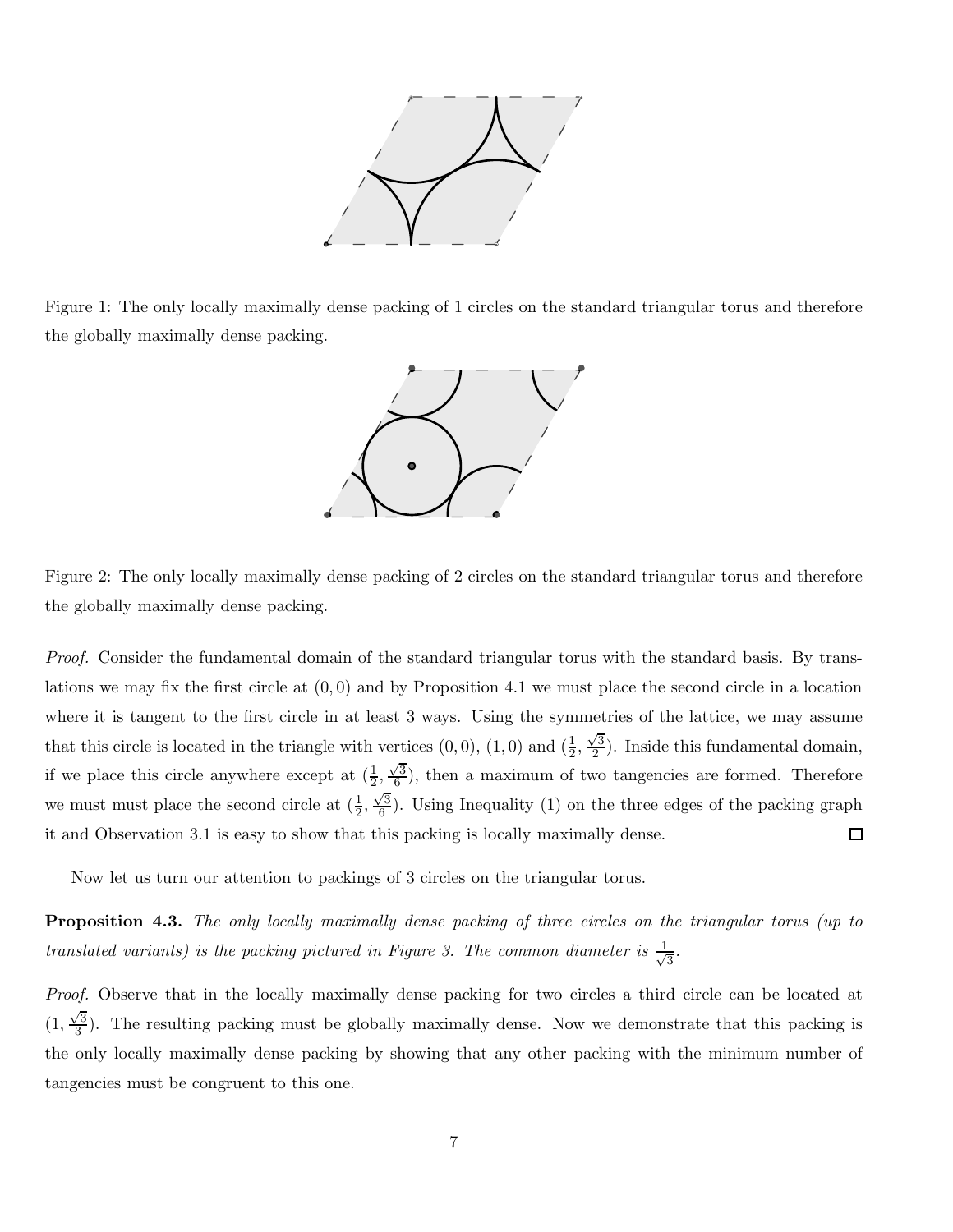Figure 1: The only locally maximally dense packing of 1 circles on the standard triangular torus and therefore the globally maximally dense packing.

Figure 2: The only locally maximally dense packing of 2 circles on the standard triangular torus and therefore the globally maximally dense packing.

*Proof.* Consider the fundamental domain of the standard triangular torus with the standard basis. By translations we may fix the first circle at $(0,0)$ and by Proposition 4.1 we must place the second circle in a location where it is tangent to the first circle in at least 3 ways. Using the symmetries of the lattice, we may assume that this circle is located in the triangle with vertices $(0,0)$, $(1,0)$ and $(\frac{1}{2}, \frac{\sqrt{3}}{2})$. Inside this fundamental domain, if we place this circle anywhere except at $(\frac{1}{2}, \frac{\sqrt{3}}{6})$, then a maximum of two tangencies are formed. Therefore we must must place the second circle at $(\frac{1}{2}, \frac{\sqrt{3}}{6})$. Using Inequality (1) on the three edges of the packing graph it and Observation 3.1 is easy to show that this packing is locally maximally dense. □

Now let us turn our attention to packings of 3 circles on the triangular torus.

**Proposition 4.3.** *The only locally maximally dense packing of three circles on the triangular torus (up to translated variants) is the packing pictured in Figure 3. The common diameter is $\frac{1}{\sqrt{3}}$.*

*Proof.* Observe that in the locally maximally dense packing for two circles a third circle can be located at $(1, \frac{\sqrt{3}}{3})$. The resulting packing must be globally maximally dense. Now we demonstrate that this packing is the only locally maximally dense packing by showing that any other packing with the minimum number of tangencies must be congruent to this one.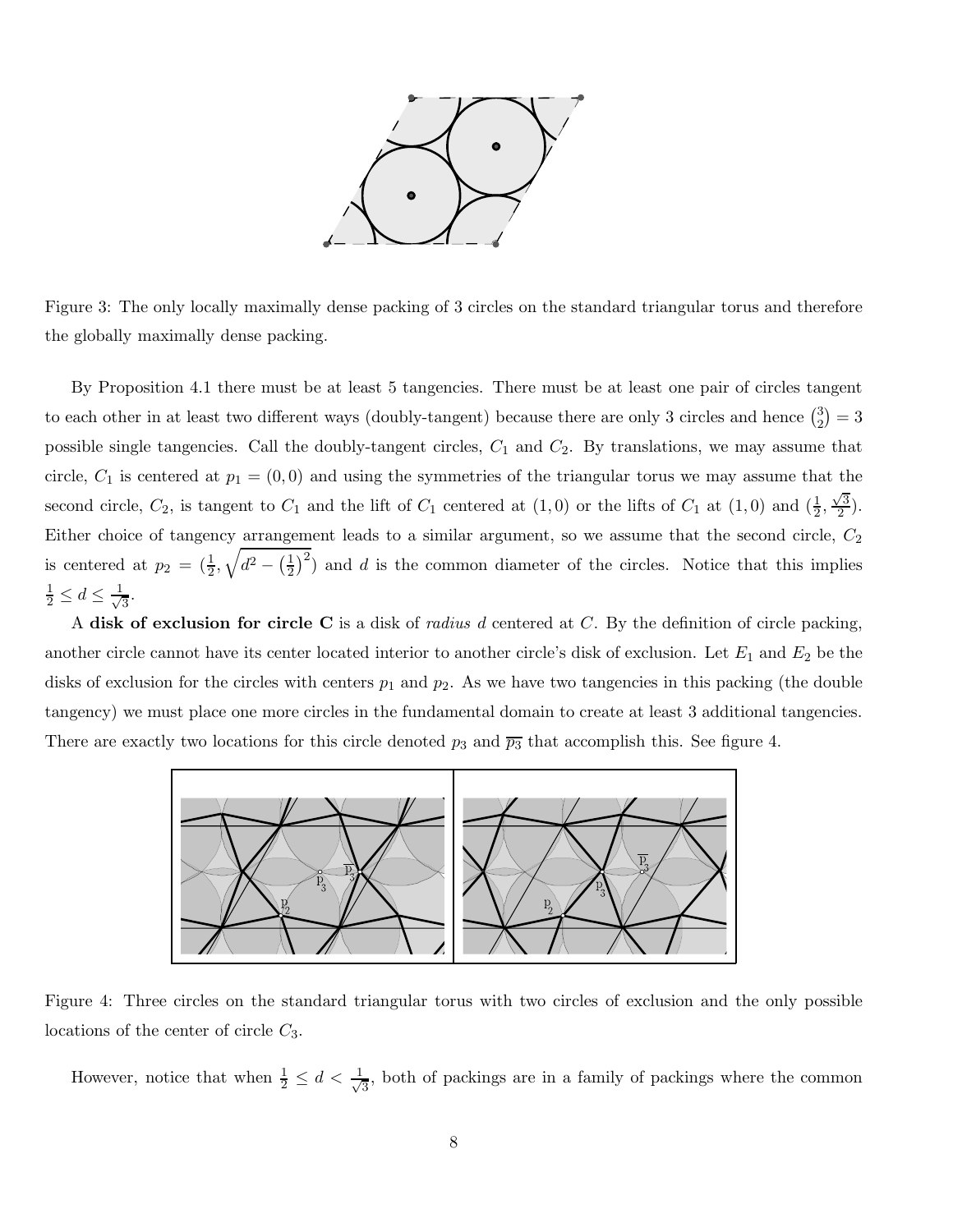Figure 3: The only locally maximally dense packing of 3 circles on the standard triangular torus and therefore the globally maximally dense packing.

By Proposition 4.1 there must be at least 5 tangencies. There must be at least one pair of circles tangent to each other in at least two different ways (doubly-tangent) because there are only 3 circles and hence $\binom{3}{2} = 3$ possible single tangencies. Call the doubly-tangent circles, $C_1$ and $C_2$. By translations, we may assume that circle, $C_1$ is centered at $p_1 = (0, 0)$ and using the symmetries of the triangular torus we may assume that the second circle, $C_2$, is tangent to $C_1$ and the lift of $C_1$ centered at $(1, 0)$ or the lifts of $C_1$ at $(1, 0)$ and $(\frac{1}{2}, \frac{\sqrt{3}}{2})$. Either choice of tangency arrangement leads to a similar argument, so we assume that the second circle, $C_2$ is centered at $p_2 = (\frac{1}{2}, \sqrt{d^2 - \left(\frac{1}{2}\right)^2})$ and $d$ is the common diameter of the circles. Notice that this implies $\frac{1}{2} \leq d \leq \frac{1}{\sqrt{3}}$.

A **disk of exclusion for circle C** is a disk of *radius* $d$ centered at $C$. By the definition of circle packing, another circle cannot have its center located interior to another circle's disk of exclusion. Let $E_1$ and $E_2$ be the disks of exclusion for the circles with centers $p_1$ and $p_2$. As we have two tangencies in this packing (the double tangency) we must place one more circles in the fundamental domain to create at least 3 additional tangencies. There are exactly two locations for this circle denoted $p_3$ and $\overline{p_3}$ that accomplish this. See figure 4.

Figure 4: Three circles on the standard triangular torus with two circles of exclusion and the only possible locations of the center of circle $C_3$.

However, notice that when $\frac{1}{2} \leq d < \frac{1}{\sqrt{3}}$, both of packings are in a family of packings where the common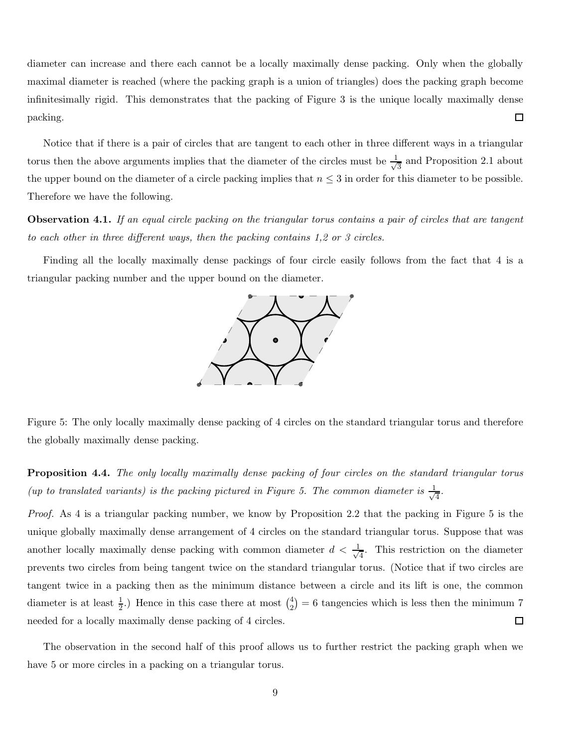diameter can increase and there each cannot be a locally maximally dense packing. Only when the globally maximal diameter is reached (where the packing graph is a union of triangles) does the packing graph become infinitesimally rigid. This demonstrates that the packing of Figure 3 is the unique locally maximally dense packing. □

Notice that if there is a pair of circles that are tangent to each other in three different ways in a triangular torus then the above arguments implies that the diameter of the circles must be $\frac{1}{\sqrt{3}}$ and Proposition 2.1 about the upper bound on the diameter of a circle packing implies that $n \leq 3$ in order for this diameter to be possible. Therefore we have the following.

**Observation 4.1.** *If an equal circle packing on the triangular torus contains a pair of circles that are tangent to each other in three different ways, then the packing contains 1,2 or 3 circles.*

Finding all the locally maximally dense packings of four circle easily follows from the fact that 4 is a triangular packing number and the upper bound on the diameter.

Figure 5: The only locally maximally dense packing of 4 circles on the standard triangular torus and therefore the globally maximally dense packing.

**Proposition 4.4.** *The only locally maximally dense packing of four circles on the standard triangular torus (up to translated variants) is the packing pictured in Figure 5. The common diameter is $\frac{1}{\sqrt{4}}$.*

*Proof.* As 4 is a triangular packing number, we know by Proposition 2.2 that the packing in Figure 5 is the unique globally maximally dense arrangement of 4 circles on the standard triangular torus. Suppose that was another locally maximally dense packing with common diameter $d < \frac{1}{\sqrt{4}}$. This restriction on the diameter prevents two circles from being tangent twice on the standard triangular torus. (Notice that if two circles are tangent twice in a packing then as the minimum distance between a circle and its lift is one, the common diameter is at least $\frac{1}{2}$.) Hence in this case there at most $\binom{4}{2} = 6$ tangencies which is less then the minimum 7 needed for a locally maximally dense packing of 4 circles. □

The observation in the second half of this proof allows us to further restrict the packing graph when we have 5 or more circles in a packing on a triangular torus.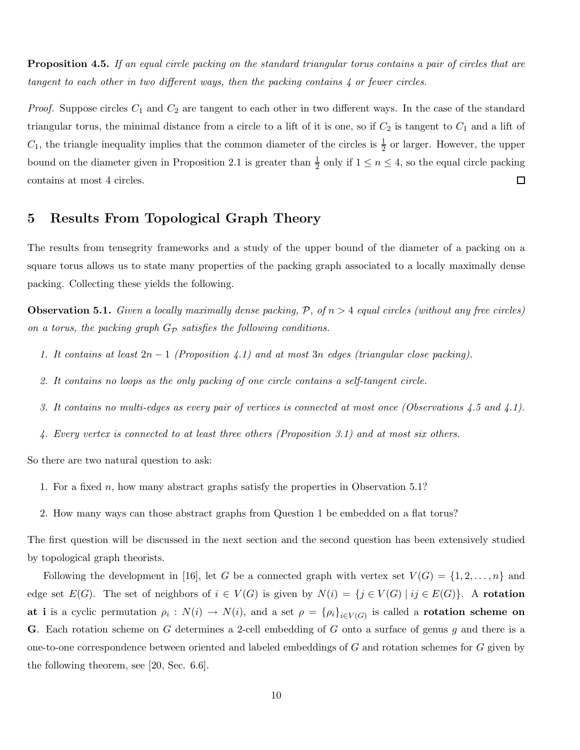**Proposition 4.5.** *If an equal circle packing on the standard triangular torus contains a pair of circles that are tangent to each other in two different ways, then the packing contains 4 or fewer circles.*

*Proof.* Suppose circles $C_1$ and $C_2$ are tangent to each other in two different ways. In the case of the standard triangular torus, the minimal distance from a circle to a lift of it is one, so if $C_2$ is tangent to $C_1$ and a lift of $C_1$, the triangle inequality implies that the common diameter of the circles is $\frac{1}{2}$ or larger. However, the upper bound on the diameter given in Proposition 2.1 is greater than $\frac{1}{2}$ only if $1 \leq n \leq 4$, so the equal circle packing contains at most 4 circles. □

## 5 Results From Topological Graph Theory

The results from tensegrity frameworks and a study of the upper bound of the diameter of a packing on a square torus allows us to state many properties of the packing graph associated to a locally maximally dense packing. Collecting these yields the following.

**Observation 5.1.** *Given a locally maximally dense packing, $\mathcal{P}$, of $n > 4$ equal circles (without any free circles) on a torus, the packing graph $G_{\mathcal{P}}$ satisfies the following conditions.*

1. *It contains at least $2n - 1$ (Proposition 4.1) and at most $3n$ edges (triangular close packing).*
2. *It contains no loops as the only packing of one circle contains a self-tangent circle.*
3. *It contains no multi-edges as every pair of vertices is connected at most once (Observations 4.5 and 4.1).*
4. *Every vertex is connected to at least three others (Proposition 3.1) and at most six others.*

So there are two natural question to ask:

1. For a fixed $n$, how many abstract graphs satisfy the properties in Observation 5.1?
2. How many ways can those abstract graphs from Question 1 be embedded on a flat torus?

The first question will be discussed in the next section and the second question has been extensively studied by topological graph theorists.

Following the development in [16], let $G$ be a connected graph with vertex set $V(G) = \{1, 2, \ldots, n\}$ and edge set $E(G)$. The set of neighbors of $i \in V(G)$ is given by $N(i) = \{j \in V(G) \mid ij \in E(G)\}$. A **rotation at i** is a cyclic permutation $\rho_i : N(i) \to N(i)$, and a set $\rho = \{\rho_i\}_{i \in V(G)}$ is called a **rotation scheme on G**. Each rotation scheme on $G$ determines a 2-cell embedding of $G$ onto a surface of genus $g$ and there is a one-to-one correspondence between oriented and labeled embeddings of $G$ and rotation schemes for $G$ given by the following theorem, see [20, Sec. 6.6].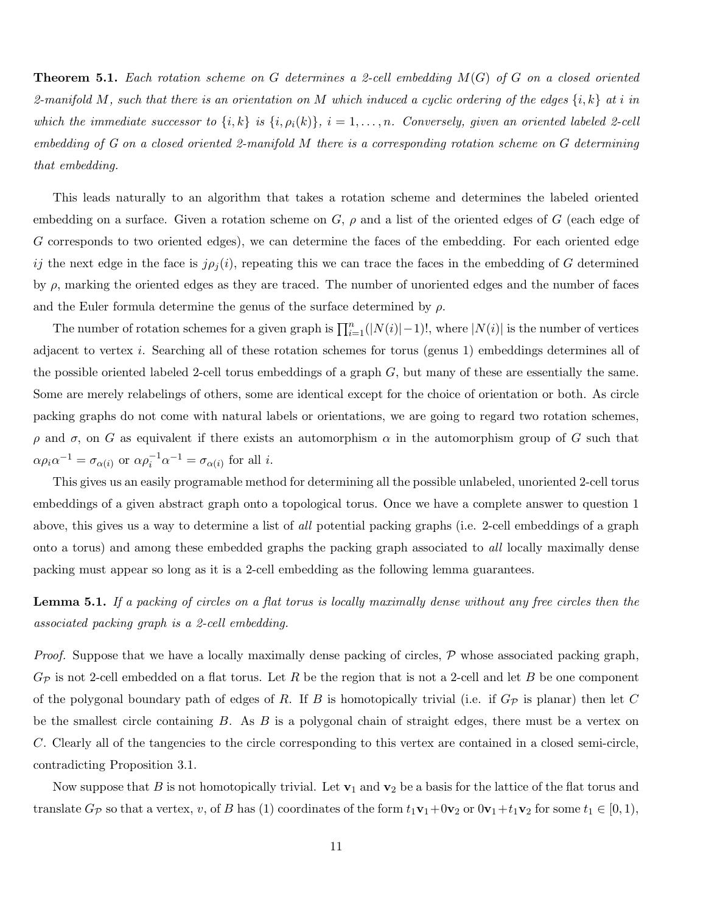**Theorem 5.1.** *Each rotation scheme on $G$ determines a 2-cell embedding $M(G)$ of $G$ on a closed oriented 2-manifold $M$, such that there is an orientation on $M$ which induced a cyclic ordering of the edges $\{i,k\}$ at $i$ in which the immediate successor to $\{i,k\}$ is $\{i,\rho_i(k)\}$, $i = 1,\ldots,n$. Conversely, given an oriented labeled 2-cell embedding of $G$ on a closed oriented 2-manifold $M$ there is a corresponding rotation scheme on $G$ determining that embedding.*

This leads naturally to an algorithm that takes a rotation scheme and determines the labeled oriented embedding on a surface. Given a rotation scheme on $G$, $\rho$ and a list of the oriented edges of $G$ (each edge of $G$ corresponds to two oriented edges), we can determine the faces of the embedding. For each oriented edge $ij$ the next edge in the face is $j\rho_j(i)$, repeating this we can trace the faces in the embedding of $G$ determined by $\rho$, marking the oriented edges as they are traced. The number of unoriented edges and the number of faces and the Euler formula determine the genus of the surface determined by $\rho$.

The number of rotation schemes for a given graph is $\prod_{i=1}^{n}(|N(i)|-1)!$, where $|N(i)|$ is the number of vertices adjacent to vertex $i$. Searching all of these rotation schemes for torus (genus 1) embeddings determines all of the possible oriented labeled 2-cell torus embeddings of a graph $G$, but many of these are essentially the same. Some are merely relabelings of others, some are identical except for the choice of orientation or both. As circle packing graphs do not come with natural labels or orientations, we are going to regard two rotation schemes, $\rho$ and $\sigma$, on $G$ as equivalent if there exists an automorphism $\alpha$ in the automorphism group of $G$ such that $\alpha\rho_i\alpha^{-1} = \sigma_{\alpha(i)}$ or $\alpha\rho_i^{-1}\alpha^{-1} = \sigma_{\alpha(i)}$ for all $i$.

This gives us an easily programable method for determining all the possible unlabeled, unoriented 2-cell torus embeddings of a given abstract graph onto a topological torus. Once we have a complete answer to question 1 above, this gives us a way to determine a list of *all* potential packing graphs (i.e. 2-cell embeddings of a graph onto a torus) and among these embedded graphs the packing graph associated to *all* locally maximally dense packing must appear so long as it is a 2-cell embedding as the following lemma guarantees.

**Lemma 5.1.** *If a packing of circles on a flat torus is locally maximally dense without any free circles then the associated packing graph is a 2-cell embedding.*

*Proof.* Suppose that we have a locally maximally dense packing of circles, $\mathcal{P}$ whose associated packing graph, $G_{\mathcal{P}}$ is not 2-cell embedded on a flat torus. Let $R$ be the region that is not a 2-cell and let $B$ be one component of the polygonal boundary path of edges of $R$. If $B$ is homotopically trivial (i.e. if $G_{\mathcal{P}}$ is planar) then let $C$ be the smallest circle containing $B$. As $B$ is a polygonal chain of straight edges, there must be a vertex on $C$. Clearly all of the tangencies to the circle corresponding to this vertex are contained in a closed semi-circle, contradicting Proposition 3.1.

Now suppose that $B$ is not homotopically trivial. Let $\mathbf{v}_1$ and $\mathbf{v}_2$ be a basis for the lattice of the flat torus and translate $G_{\mathcal{P}}$ so that a vertex, $v$, of $B$ has (1) coordinates of the form $t_1\mathbf{v}_1 + 0\mathbf{v}_2$ or $0\mathbf{v}_1 + t_1\mathbf{v}_2$ for some $t_1 \in [0,1)$,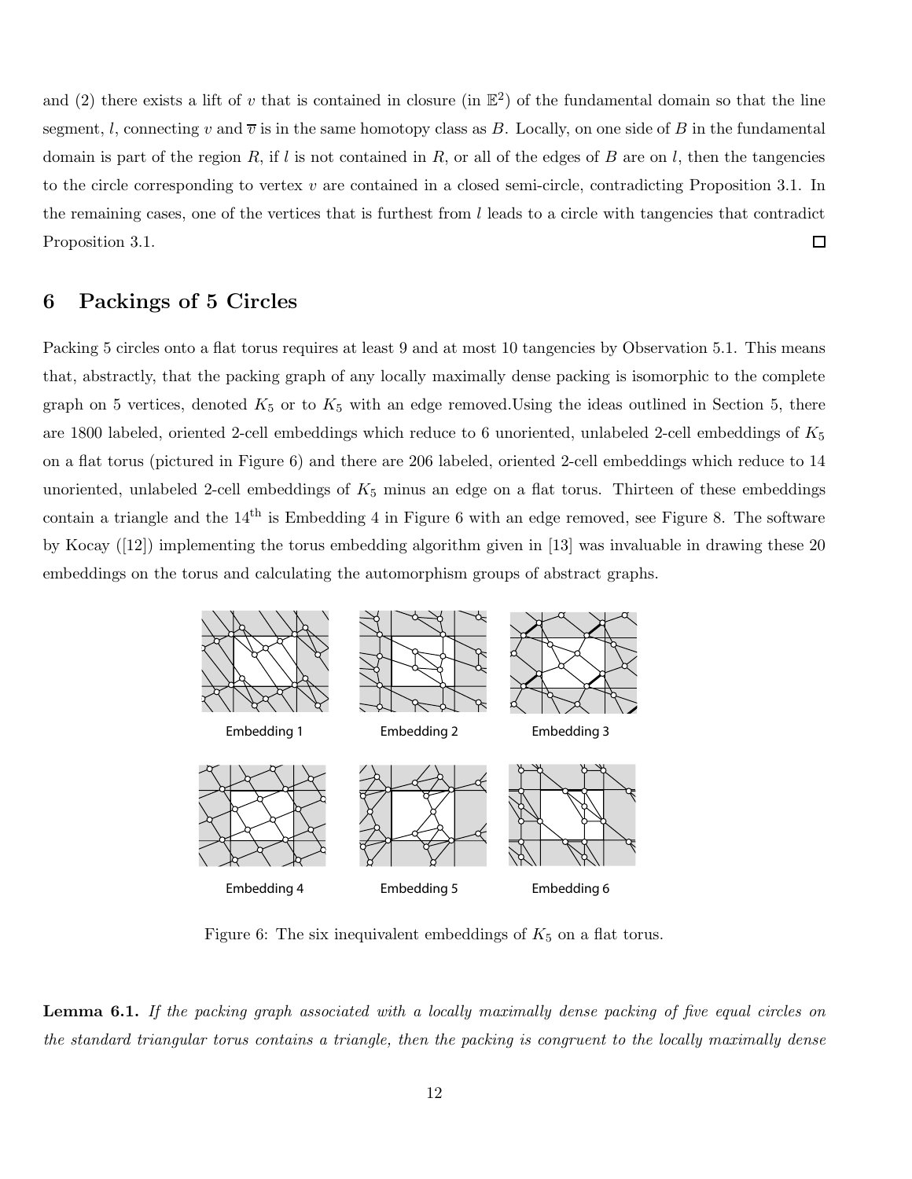and (2) there exists a lift of $v$ that is contained in closure (in $\mathbb{E}^2$) of the fundamental domain so that the line segment, $l$, connecting $v$ and $\overline{v}$ is in the same homotopy class as $B$. Locally, on one side of $B$ in the fundamental domain is part of the region $R$, if $l$ is not contained in $R$, or all of the edges of $B$ are on $l$, then the tangencies to the circle corresponding to vertex $v$ are contained in a closed semi-circle, contradicting Proposition 3.1. In the remaining cases, one of the vertices that is furthest from $l$ leads to a circle with tangencies that contradict Proposition 3.1. □

## 6 Packings of 5 Circles

Packing 5 circles onto a flat torus requires at least 9 and at most 10 tangencies by Observation 5.1. This means that, abstractly, that the packing graph of any locally maximally dense packing is isomorphic to the complete graph on 5 vertices, denoted $K_5$ or to $K_5$ with an edge removed.Using the ideas outlined in Section 5, there are 1800 labeled, oriented 2-cell embeddings which reduce to 6 unoriented, unlabeled 2-cell embeddings of $K_5$ on a flat torus (pictured in Figure 6) and there are 206 labeled, oriented 2-cell embeddings which reduce to 14 unoriented, unlabeled 2-cell embeddings of $K_5$ minus an edge on a flat torus. Thirteen of these embeddings contain a triangle and the 14th is Embedding 4 in Figure 6 with an edge removed, see Figure 8. The software by Kocay ([12]) implementing the torus embedding algorithm given in [13] was invaluable in drawing these 20 embeddings on the torus and calculating the automorphism groups of abstract graphs.

Embedding 1 Embedding 2 Embedding 3

Embedding 4 Embedding 5 Embedding 6

Figure 6: The six inequivalent embeddings of $K_5$ on a flat torus.

**Lemma 6.1.** *If the packing graph associated with a locally maximally dense packing of five equal circles on the standard triangular torus contains a triangle, then the packing is congruent to the locally maximally dense*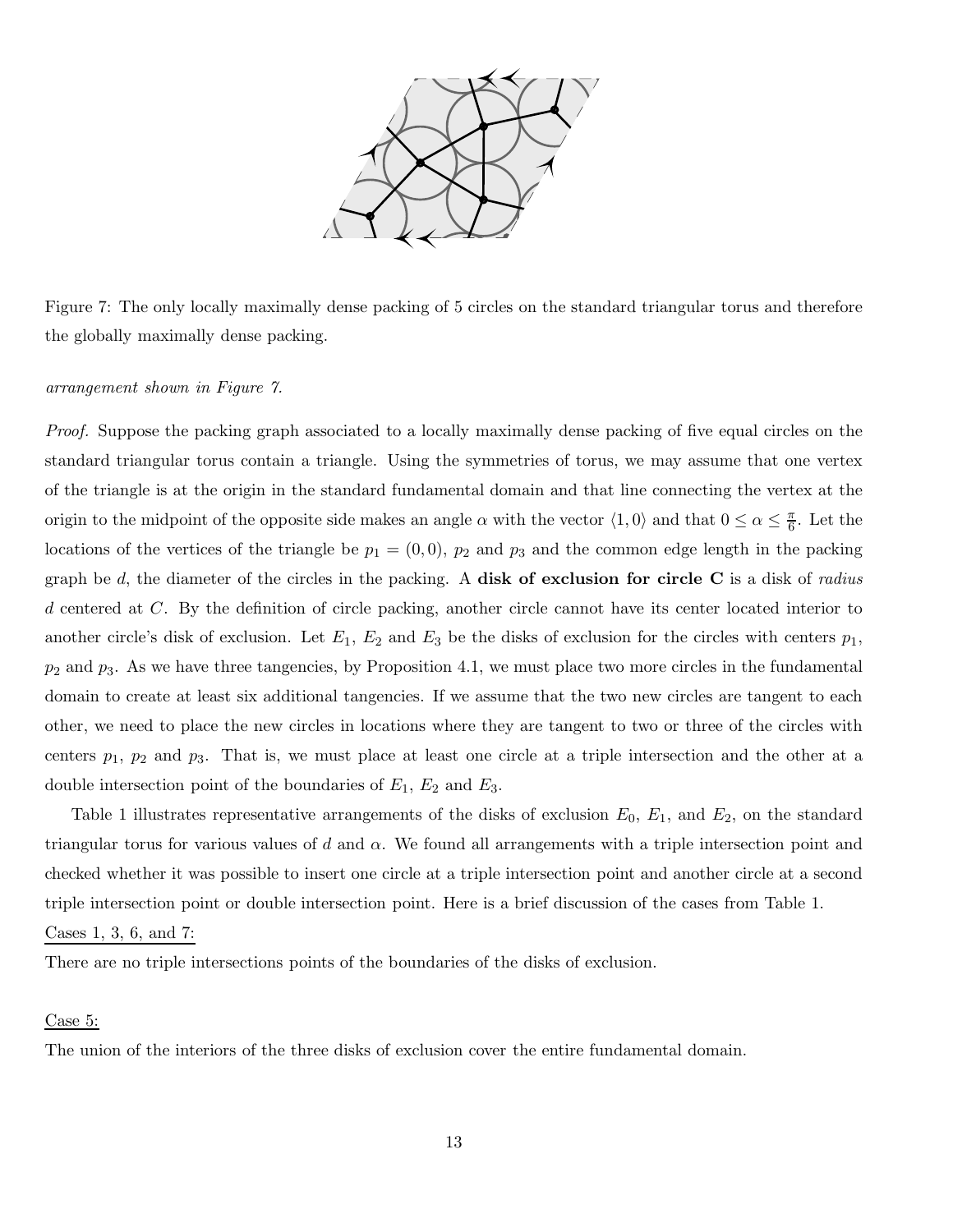Figure 7: The only locally maximally dense packing of 5 circles on the standard triangular torus and therefore the globally maximally dense packing.

*arrangement shown in Figure 7.*

*Proof.* Suppose the packing graph associated to a locally maximally dense packing of five equal circles on the standard triangular torus contain a triangle. Using the symmetries of torus, we may assume that one vertex of the triangle is at the origin in the standard fundamental domain and that line connecting the vertex at the origin to the midpoint of the opposite side makes an angle $\alpha$ with the vector $\langle 1, 0 \rangle$ and that $0 \leq \alpha \leq \frac{\pi}{6}$. Let the locations of the vertices of the triangle be $p_1 = (0, 0)$, $p_2$ and $p_3$ and the common edge length in the packing graph be $d$, the diameter of the circles in the packing. A **disk of exclusion for circle C** is a disk of *radius* $d$ centered at $C$. By the definition of circle packing, another circle cannot have its center located interior to another circle's disk of exclusion. Let $E_1$, $E_2$ and $E_3$ be the disks of exclusion for the circles with centers $p_1$, $p_2$ and $p_3$. As we have three tangencies, by Proposition 4.1, we must place two more circles in the fundamental domain to create at least six additional tangencies. If we assume that the two new circles are tangent to each other, we need to place the new circles in locations where they are tangent to two or three of the circles with centers $p_1$, $p_2$ and $p_3$. That is, we must place at least one circle at a triple intersection and the other at a double intersection point of the boundaries of $E_1$, $E_2$ and $E_3$.

Table 1 illustrates representative arrangements of the disks of exclusion $E_0$, $E_1$, and $E_2$, on the standard triangular torus for various values of $d$ and $\alpha$. We found all arrangements with a triple intersection point and checked whether it was possible to insert one circle at a triple intersection point and another circle at a second triple intersection point or double intersection point. Here is a brief discussion of the cases from Table 1.

Cases 1, 3, 6, and 7:

There are no triple intersections points of the boundaries of the disks of exclusion.

Case 5:

The union of the interiors of the three disks of exclusion cover the entire fundamental domain.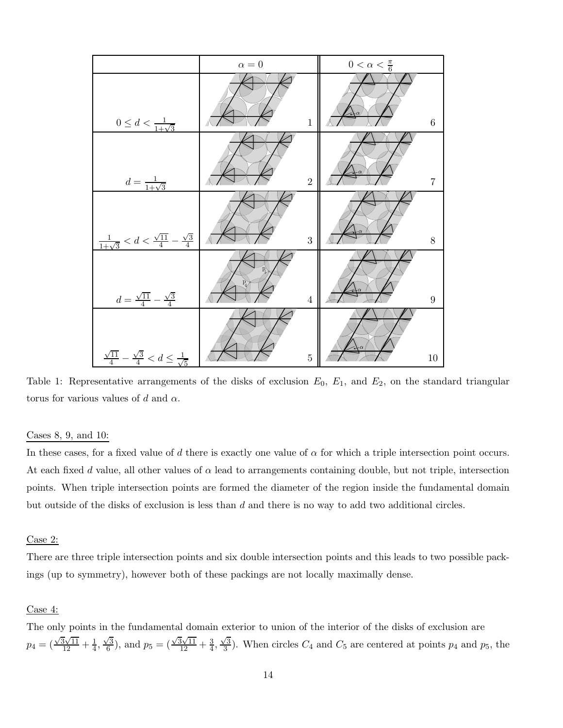| | $\alpha = 0$ | $0 < \alpha < \frac{\pi}{6}$ |
|---|---|---|
| $0 \leq d < \frac{1}{1+\sqrt{3}}$ | 1 | 6 |
| $d = \frac{1}{1+\sqrt{3}}$ | 2 | 7 |
| $\frac{1}{1+\sqrt{3}} < d < \frac{\sqrt{11}}{4} - \frac{\sqrt{3}}{4}$ | 3 | 8 |
| $d = \frac{\sqrt{11}}{4} - \frac{\sqrt{3}}{4}$ | 4 | 9 |
| $\frac{\sqrt{11}}{4} - \frac{\sqrt{3}}{4} < d \leq \frac{1}{\sqrt{5}}$ | 5 | 10 |

Table 1: Representative arrangements of the disks of exclusion $E_0$, $E_1$, and $E_2$, on the standard triangular torus for various values of $d$ and $\alpha$.

<u>Cases 8, 9, and 10:</u>

In these cases, for a fixed value of $d$ there is exactly one value of $\alpha$ for which a triple intersection point occurs. At each fixed $d$ value, all other values of $\alpha$ lead to arrangements containing double, but not triple, intersection points. When triple intersection points are formed the diameter of the region inside the fundamental domain but outside of the disks of exclusion is less than $d$ and there is no way to add two additional circles.

<u>Case 2:</u>

There are three triple intersection points and six double intersection points and this leads to two possible packings (up to symmetry), however both of these packings are not locally maximally dense.

<u>Case 4:</u>

The only points in the fundamental domain exterior to union of the interior of the disks of exclusion are $p_4 = (\frac{\sqrt{3}\sqrt{11}}{12} + \frac{1}{4}, \frac{\sqrt{3}}{6})$, and $p_5 = (\frac{\sqrt{3}\sqrt{11}}{12} + \frac{3}{4}, \frac{\sqrt{3}}{3})$. When circles $C_4$ and $C_5$ are centered at points $p_4$ and $p_5$, the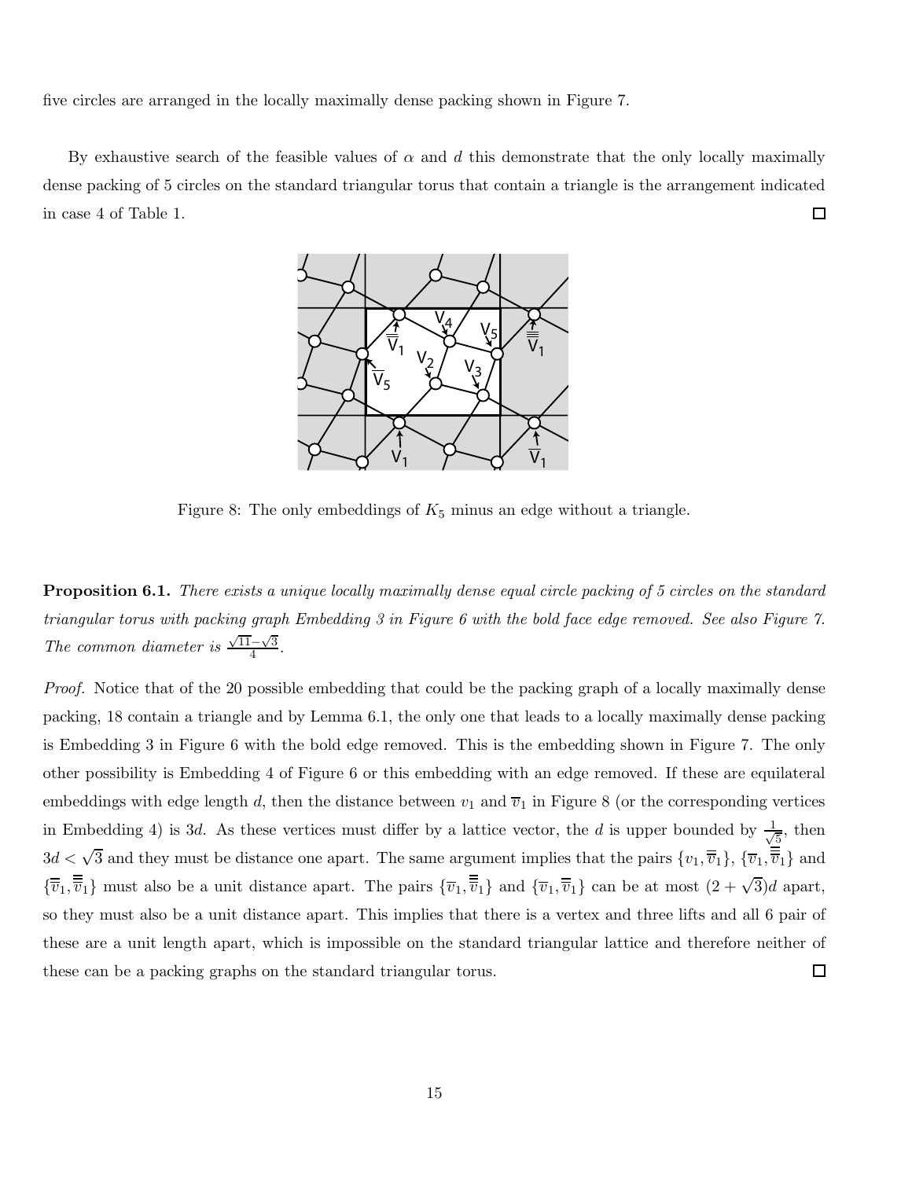five circles are arranged in the locally maximally dense packing shown in Figure 7.

By exhaustive search of the feasible values of $\alpha$ and $d$ this demonstrate that the only locally maximally dense packing of 5 circles on the standard triangular torus that contain a triangle is the arrangement indicated in case 4 of Table 1. $\square$

Figure 8: The only embeddings of $K_5$ minus an edge without a triangle.

**Proposition 6.1.** *There exists a unique locally maximally dense equal circle packing of 5 circles on the standard triangular torus with packing graph Embedding 3 in Figure 6 with the bold face edge removed. See also Figure 7. The common diameter is* $\frac{\sqrt{11}-\sqrt{3}}{4}$.

*Proof.* Notice that of the 20 possible embedding that could be the packing graph of a locally maximally dense packing, 18 contain a triangle and by Lemma 6.1, the only one that leads to a locally maximally dense packing is Embedding 3 in Figure 6 with the bold edge removed. This is the embedding shown in Figure 7. The only other possibility is Embedding 4 of Figure 6 or this embedding with an edge removed. If these are equilateral embeddings with edge length $d$, then the distance between $v_1$ and $\overline{v}_1$ in Figure 8 (or the corresponding vertices in Embedding 4) is $3d$. As these vertices must differ by a lattice vector, the $d$ is upper bounded by $\frac{1}{\sqrt{5}}$, then $3d < \sqrt{3}$ and they must be distance one apart. The same argument implies that the pairs $\{v_1, \overline{\overline{v}}_1\}$, $\{\overline{v}_1, \overline{\overline{\overline{v}}}_1\}$ and $\{\overline{\overline{v}}_1, \overline{\overline{\overline{v}}}_1\}$ must also be a unit distance apart. The pairs $\{\overline{v}_1, \overline{\overline{\overline{v}}}_1\}$ and $\{\overline{v}_1, \overline{\overline{v}}_1\}$ can be at most $(2+\sqrt{3})d$ apart, so they must also be a unit distance apart. This implies that there is a vertex and three lifts and all 6 pair of these are a unit length apart, which is impossible on the standard triangular lattice and therefore neither of these can be a packing graphs on the standard triangular torus. $\square$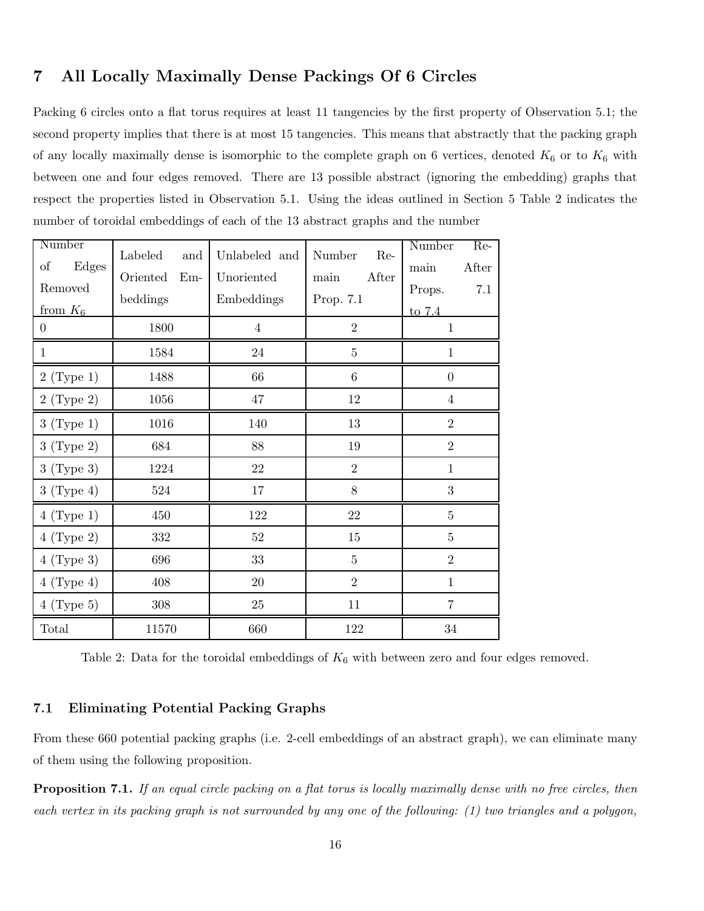## 7 All Locally Maximally Dense Packings Of 6 Circles

Packing 6 circles onto a flat torus requires at least 11 tangencies by the first property of Observation 5.1; the second property implies that there is at most 15 tangencies. This means that abstractly that the packing graph of any locally maximally dense is isomorphic to the complete graph on 6 vertices, denoted $K_6$ or to $K_6$ with between one and four edges removed. There are 13 possible abstract (ignoring the embedding) graphs that respect the properties listed in Observation 5.1. Using the ideas outlined in Section 5 Table 2 indicates the number of toroidal embeddings of each of the 13 abstract graphs and the number

| Number of Edges Removed from $K_6$ | Labeled and Oriented Embeddings | Unlabeled and Unoriented Embeddings | Number Remain After Prop. 7.1 | Number Remain After Props. 7.1 to 7.4 |
|---|---|---|---|---|
| 0 | 1800 | 4 | 2 | 1 |
| 1 | 1584 | 24 | 5 | 1 |
| 2 (Type 1) | 1488 | 66 | 6 | 0 |
| 2 (Type 2) | 1056 | 47 | 12 | 4 |
| 3 (Type 1) | 1016 | 140 | 13 | 2 |
| 3 (Type 2) | 684 | 88 | 19 | 2 |
| 3 (Type 3) | 1224 | 22 | 2 | 1 |
| 3 (Type 4) | 524 | 17 | 8 | 3 |
| 4 (Type 1) | 450 | 122 | 22 | 5 |
| 4 (Type 2) | 332 | 52 | 15 | 5 |
| 4 (Type 3) | 696 | 33 | 5 | 2 |
| 4 (Type 4) | 408 | 20 | 2 | 1 |
| 4 (Type 5) | 308 | 25 | 11 | 7 |
| Total | 11570 | 660 | 122 | 34 |

Table 2: Data for the toroidal embeddings of $K_6$ with between zero and four edges removed.

### 7.1 Eliminating Potential Packing Graphs

From these 660 potential packing graphs (i.e. 2-cell embeddings of an abstract graph), we can eliminate many of them using the following proposition.

**Proposition 7.1.** *If an equal circle packing on a flat torus is locally maximally dense with no free circles, then each vertex in its packing graph is not surrounded by any one of the following: (1) two triangles and a polygon,*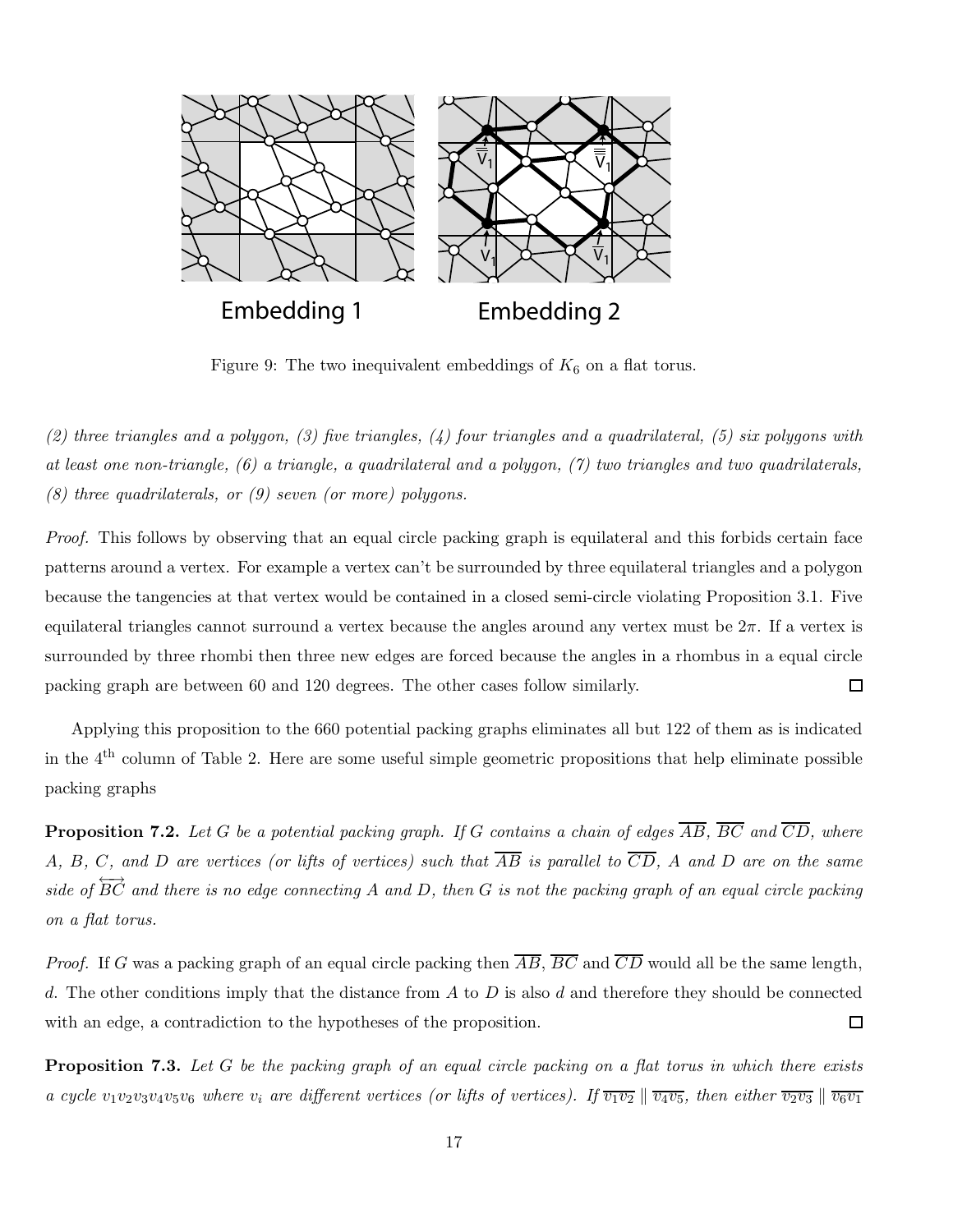Figure 9: The two inequivalent embeddings of $K_6$ on a flat torus.

*(2) three triangles and a polygon, (3) five triangles, (4) four triangles and a quadrilateral, (5) six polygons with at least one non-triangle, (6) a triangle, a quadrilateral and a polygon, (7) two triangles and two quadrilaterals, (8) three quadrilaterals, or (9) seven (or more) polygons.*

*Proof.* This follows by observing that an equal circle packing graph is equilateral and this forbids certain face patterns around a vertex. For example a vertex can't be surrounded by three equilateral triangles and a polygon because the tangencies at that vertex would be contained in a closed semi-circle violating Proposition 3.1. Five equilateral triangles cannot surround a vertex because the angles around any vertex must be $2\pi$. If a vertex is surrounded by three rhombi then three new edges are forced because the angles in a rhombus in a equal circle packing graph are between 60 and 120 degrees. The other cases follow similarly. □

Applying this proposition to the 660 potential packing graphs eliminates all but 122 of them as is indicated in the 4th column of Table 2. Here are some useful simple geometric propositions that help eliminate possible packing graphs

**Proposition 7.2.** *Let $G$ be a potential packing graph. If $G$ contains a chain of edges $\overline{AB}$, $\overline{BC}$ and $\overline{CD}$, where $A$, $B$, $C$, and $D$ are vertices (or lifts of vertices) such that $\overline{AB}$ is parallel to $\overline{CD}$, $A$ and $D$ are on the same side of $\overleftrightarrow{BC}$ and there is no edge connecting $A$ and $D$, then $G$ is not the packing graph of an equal circle packing on a flat torus.*

*Proof.* If $G$ was a packing graph of an equal circle packing then $\overline{AB}$, $\overline{BC}$ and $\overline{CD}$ would all be the same length, $d$. The other conditions imply that the distance from $A$ to $D$ is also $d$ and therefore they should be connected with an edge, a contradiction to the hypotheses of the proposition. □

**Proposition 7.3.** *Let $G$ be the packing graph of an equal circle packing on a flat torus in which there exists a cycle $v_1v_2v_3v_4v_5v_6$ where $v_i$ are different vertices (or lifts of vertices). If $\overline{v_1v_2} \parallel \overline{v_4v_5}$, then either $\overline{v_2v_3} \parallel \overline{v_6v_1}$*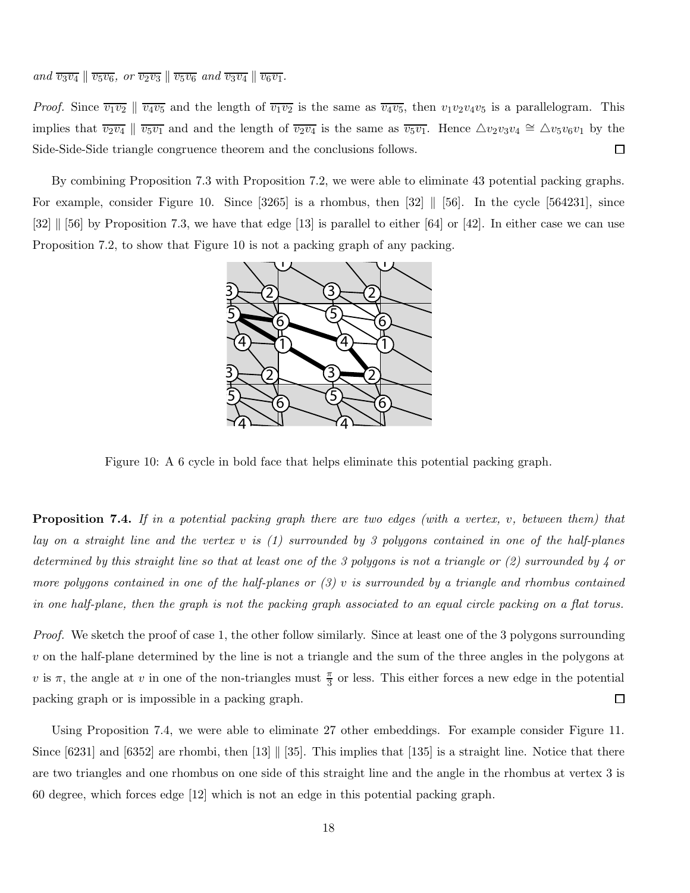*and* $\overline{v_3v_4} \parallel \overline{v_5v_6}$*, or* $\overline{v_2v_3} \parallel \overline{v_5v_6}$ *and* $\overline{v_3v_4} \parallel \overline{v_6v_1}$*.*

*Proof.* Since $\overline{v_1v_2} \parallel \overline{v_4v_5}$ and the length of $\overline{v_1v_2}$ is the same as $\overline{v_4v_5}$, then $v_1v_2v_4v_5$ is a parallelogram. This implies that $\overline{v_2v_4} \parallel \overline{v_5v_1}$ and and the length of $\overline{v_2v_4}$ is the same as $\overline{v_5v_1}$. Hence $\triangle v_2v_3v_4 \cong \triangle v_5v_6v_1$ by the Side-Side-Side triangle congruence theorem and the conclusions follows. □

By combining Proposition 7.3 with Proposition 7.2, we were able to eliminate 43 potential packing graphs. For example, consider Figure 10. Since [3265] is a rhombus, then [32] ∥ [56]. In the cycle [564231], since [32] ∥ [56] by Proposition 7.3, we have that edge [13] is parallel to either [64] or [42]. In either case we can use Proposition 7.2, to show that Figure 10 is not a packing graph of any packing.

Figure 10: A 6 cycle in bold face that helps eliminate this potential packing graph.

**Proposition 7.4.** *If in a potential packing graph there are two edges (with a vertex, v, between them) that lay on a straight line and the vertex v is (1) surrounded by 3 polygons contained in one of the half-planes determined by this straight line so that at least one of the 3 polygons is not a triangle or (2) surrounded by 4 or more polygons contained in one of the half-planes or (3) v is surrounded by a triangle and rhombus contained in one half-plane, then the graph is not the packing graph associated to an equal circle packing on a flat torus.*

*Proof.* We sketch the proof of case 1, the other follow similarly. Since at least one of the 3 polygons surrounding $v$ on the half-plane determined by the line is not a triangle and the sum of the three angles in the polygons at $v$ is $\pi$, the angle at $v$ in one of the non-triangles must $\frac{\pi}{3}$ or less. This either forces a new edge in the potential packing graph or is impossible in a packing graph. □

Using Proposition 7.4, we were able to eliminate 27 other embeddings. For example consider Figure 11. Since [6231] and [6352] are rhombi, then [13] ∥ [35]. This implies that [135] is a straight line. Notice that there are two triangles and one rhombus on one side of this straight line and the angle in the rhombus at vertex 3 is 60 degree, which forces edge [12] which is not an edge in this potential packing graph.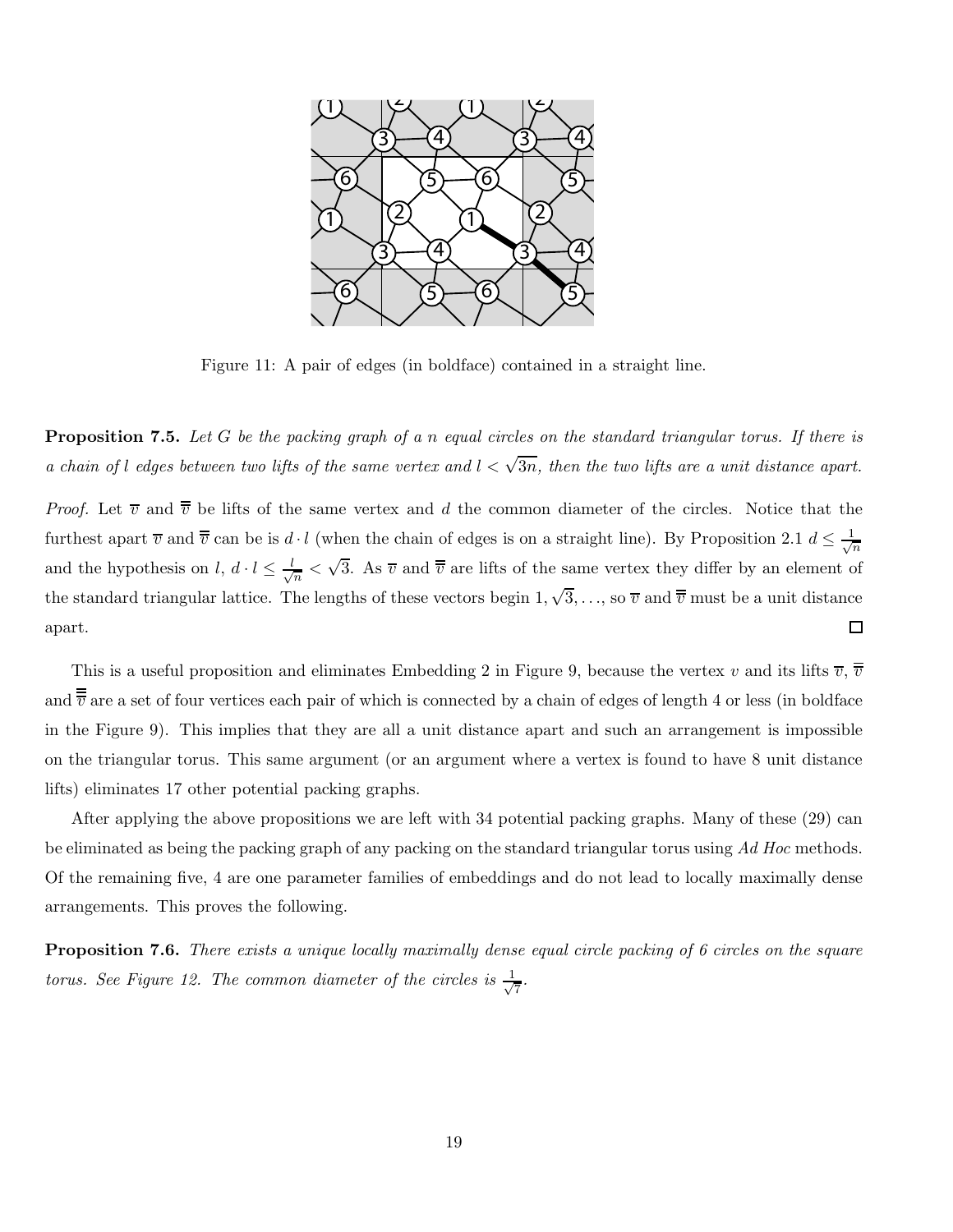Figure 11: A pair of edges (in boldface) contained in a straight line.

**Proposition 7.5.** *Let $G$ be the packing graph of a $n$ equal circles on the standard triangular torus. If there is a chain of $l$ edges between two lifts of the same vertex and $l < \sqrt{3n}$, then the two lifts are a unit distance apart.*

*Proof.* Let $\overline{v}$ and $\overline{\overline{v}}$ be lifts of the same vertex and $d$ the common diameter of the circles. Notice that the furthest apart $\overline{v}$ and $\overline{\overline{v}}$ can be is $d \cdot l$ (when the chain of edges is on a straight line). By Proposition 2.1 $d \leq \frac{1}{\sqrt{n}}$ and the hypothesis on $l$, $d \cdot l \leq \frac{l}{\sqrt{n}} < \sqrt{3}$. As $\overline{v}$ and $\overline{\overline{v}}$ are lifts of the same vertex they differ by an element of the standard triangular lattice. The lengths of these vectors begin $1, \sqrt{3}, \ldots$, so $\overline{v}$ and $\overline{\overline{v}}$ must be a unit distance apart. $\square$

This is a useful proposition and eliminates Embedding 2 in Figure 9, because the vertex $v$ and its lifts $\overline{v}$, $\overline{\overline{v}}$ and $\overline{\overline{\overline{v}}}$ are a set of four vertices each pair of which is connected by a chain of edges of length 4 or less (in boldface in the Figure 9). This implies that they are all a unit distance apart and such an arrangement is impossible on the triangular torus. This same argument (or an argument where a vertex is found to have 8 unit distance lifts) eliminates 17 other potential packing graphs.

After applying the above propositions we are left with 34 potential packing graphs. Many of these (29) can be eliminated as being the packing graph of any packing on the standard triangular torus using *Ad Hoc* methods. Of the remaining five, 4 are one parameter families of embeddings and do not lead to locally maximally dense arrangements. This proves the following.

**Proposition 7.6.** *There exists a unique locally maximally dense equal circle packing of 6 circles on the square torus. See Figure 12. The common diameter of the circles is $\frac{1}{\sqrt{7}}$.*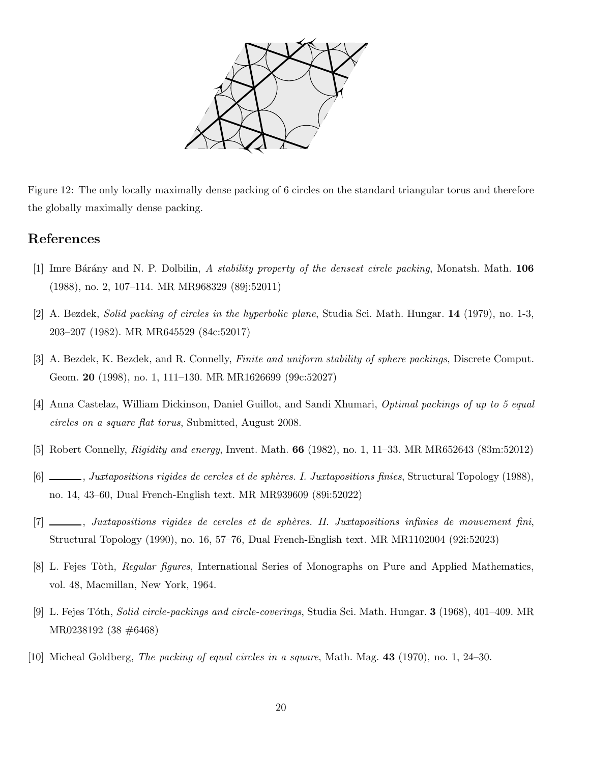Figure 12: The only locally maximally dense packing of 6 circles on the standard triangular torus and therefore the globally maximally dense packing.

## References

[1] Imre Bárány and N. P. Dolbilin, *A stability property of the densest circle packing*, Monatsh. Math. **106** (1988), no. 2, 107–114. MR MR968329 (89j:52011)

[2] A. Bezdek, *Solid packing of circles in the hyperbolic plane*, Studia Sci. Math. Hungar. **14** (1979), no. 1-3, 203–207 (1982). MR MR645529 (84c:52017)

[3] A. Bezdek, K. Bezdek, and R. Connelly, *Finite and uniform stability of sphere packings*, Discrete Comput. Geom. **20** (1998), no. 1, 111–130. MR MR1626699 (99c:52027)

[4] Anna Castelaz, William Dickinson, Daniel Guillot, and Sandi Xhumari, *Optimal packings of up to 5 equal circles on a square flat torus*, Submitted, August 2008.

[5] Robert Connelly, *Rigidity and energy*, Invent. Math. **66** (1982), no. 1, 11–33. MR MR652643 (83m:52012)

[6] ______, *Juxtapositions rigides de cercles et de sphères. I. Juxtapositions finies*, Structural Topology (1988), no. 14, 43–60, Dual French-English text. MR MR939609 (89i:52022)

[7] ______, *Juxtapositions rigides de cercles et de sphères. II. Juxtapositions infinies de mouvement fini*, Structural Topology (1990), no. 16, 57–76, Dual French-English text. MR MR1102004 (92i:52023)

[8] L. Fejes Tòth, *Regular figures*, International Series of Monographs on Pure and Applied Mathematics, vol. 48, Macmillan, New York, 1964.

[9] L. Fejes Tóth, *Solid circle-packings and circle-coverings*, Studia Sci. Math. Hungar. **3** (1968), 401–409. MR MR0238192 (38 #6468)

[10] Micheal Goldberg, *The packing of equal circles in a square*, Math. Mag. **43** (1970), no. 1, 24–30.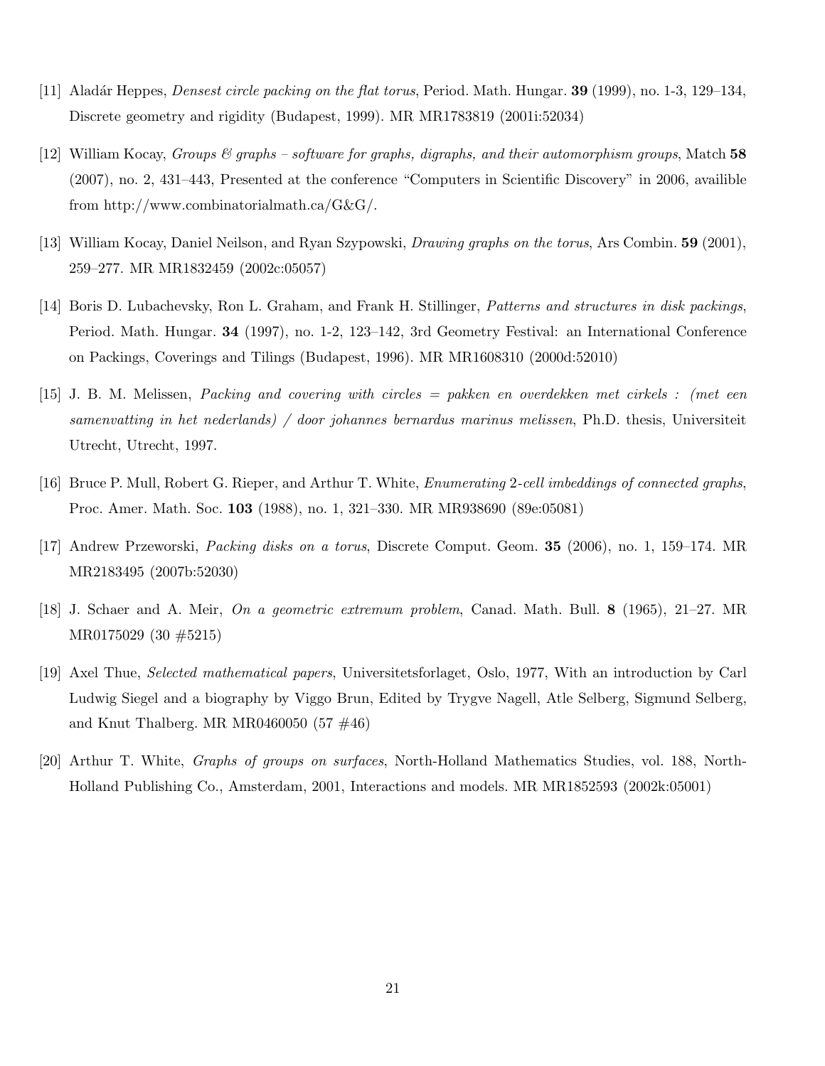[11] Aladár Heppes, *Densest circle packing on the flat torus*, Period. Math. Hungar. **39** (1999), no. 1-3, 129–134, Discrete geometry and rigidity (Budapest, 1999). MR MR1783819 (2001i:52034)

[12] William Kocay, *Groups & graphs – software for graphs, digraphs, and their automorphism groups*, Match **58** (2007), no. 2, 431–443, Presented at the conference "Computers in Scientific Discovery" in 2006, availible from http://www.combinatorialmath.ca/G&G/.

[13] William Kocay, Daniel Neilson, and Ryan Szypowski, *Drawing graphs on the torus*, Ars Combin. **59** (2001), 259–277. MR MR1832459 (2002c:05057)

[14] Boris D. Lubachevsky, Ron L. Graham, and Frank H. Stillinger, *Patterns and structures in disk packings*, Period. Math. Hungar. **34** (1997), no. 1-2, 123–142, 3rd Geometry Festival: an International Conference on Packings, Coverings and Tilings (Budapest, 1996). MR MR1608310 (2000d:52010)

[15] J. B. M. Melissen, *Packing and covering with circles = pakken en overdekken met cirkels : (met een samenvatting in het nederlands) / door johannes bernardus marinus melissen*, Ph.D. thesis, Universiteit Utrecht, Utrecht, 1997.

[16] Bruce P. Mull, Robert G. Rieper, and Arthur T. White, *Enumerating* 2*-cell imbeddings of connected graphs*, Proc. Amer. Math. Soc. **103** (1988), no. 1, 321–330. MR MR938690 (89e:05081)

[17] Andrew Przeworski, *Packing disks on a torus*, Discrete Comput. Geom. **35** (2006), no. 1, 159–174. MR MR2183495 (2007b:52030)

[18] J. Schaer and A. Meir, *On a geometric extremum problem*, Canad. Math. Bull. **8** (1965), 21–27. MR MR0175029 (30 #5215)

[19] Axel Thue, *Selected mathematical papers*, Universitetsforlaget, Oslo, 1977, With an introduction by Carl Ludwig Siegel and a biography by Viggo Brun, Edited by Trygve Nagell, Atle Selberg, Sigmund Selberg, and Knut Thalberg. MR MR0460050 (57 #46)

[20] Arthur T. White, *Graphs of groups on surfaces*, North-Holland Mathematics Studies, vol. 188, North-Holland Publishing Co., Amsterdam, 2001, Interactions and models. MR MR1852593 (2002k:05001)